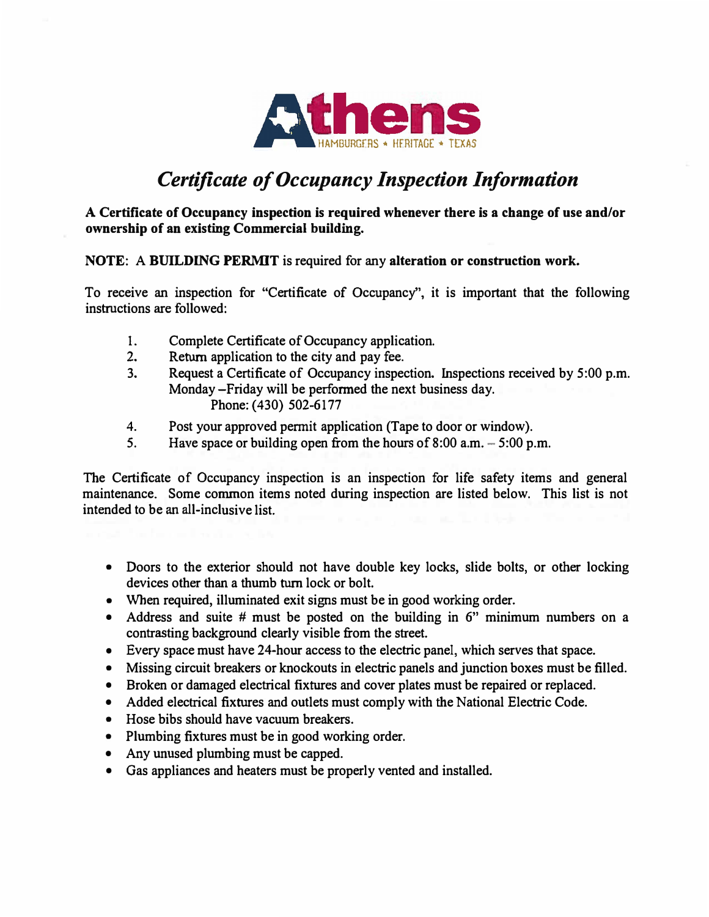# Athens

HAMBURGERS * HERITAGE * TEXAS

## *Certificate of Occupancy Inspection Information*

**A Certificate of Occupancy inspection is required whenever there is a change of use and/or ownership of an existing Commercial building.**

**NOTE**: A **BUILDING PERMIT** is required for any **alteration or construction work.**

To receive an inspection for "Certificate of Occupancy", it is important that the following instructions are followed:

1. Complete Certificate of Occupancy application.
2. Return application to the city and pay fee.
3. Request a Certificate of Occupancy inspection. Inspections received by 5:00 p.m. Monday –Friday will be performed the next business day.
   Phone: (430) 502-6177
4. Post your approved permit application (Tape to door or window).
5. Have space or building open from the hours of 8:00 a.m. – 5:00 p.m.

The Certificate of Occupancy inspection is an inspection for life safety items and general maintenance. Some common items noted during inspection are listed below. This list is not intended to be an all-inclusive list.

- Doors to the exterior should not have double key locks, slide bolts, or other locking devices other than a thumb turn lock or bolt.
- When required, illuminated exit signs must be in good working order.
- Address and suite # must be posted on the building in 6" minimum numbers on a contrasting background clearly visible from the street.
- Every space must have 24-hour access to the electric panel, which serves that space.
- Missing circuit breakers or knockouts in electric panels and junction boxes must be filled.
- Broken or damaged electrical fixtures and cover plates must be repaired or replaced.
- Added electrical fixtures and outlets must comply with the National Electric Code.
- Hose bibs should have vacuum breakers.
- Plumbing fixtures must be in good working order.
- Any unused plumbing must be capped.
- Gas appliances and heaters must be properly vented and installed.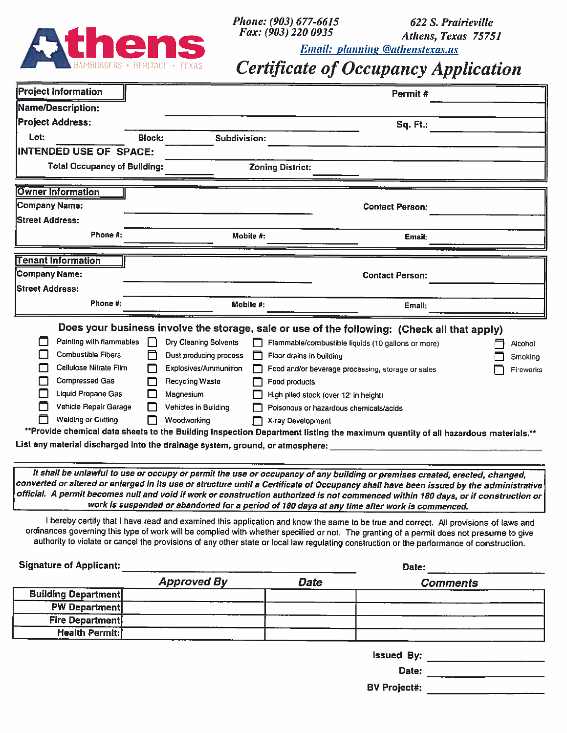Athens
HAMBURGERS • HERITAGE • TEXAS

*Phone: (903) 677-6615*
*Fax: (903) 220 0935*

*622 S. Prairieville*
*Athens, Texas 75751*

*Email: planning @athenstexas.us*

# *Certificate of Occupancy Application*

**Project Information** **Permit #** ______________

**Name/Description:** ______________

**Project Address:** ______________ **Sq. Ft.:** ______________

**Lot:** ______ **Block:** ______ **Subdivision:** ______________

**INTENDED USE OF SPACE:** ______________

**Total Occupancy of Building:** ______ **Zoning District:** ______

**Owner Information**

**Company Name:** ______________ **Contact Person:** ______________

**Street Address:** ______________

**Phone #:** ______ **Mobile #:** ______ **Email:** ______

**Tenant Information**

**Company Name:** ______________ **Contact Person:** ______________

**Street Address:** ______________

**Phone #:** ______ **Mobile #:** ______ **Email:** ______

**Does your business involve the storage, sale or use of the following: (Check all that apply)**

- ☐ Painting with flammables
- ☐ Combustible Fibers
- ☐ Cellulose Nitrate Film
- ☐ Compressed Gas
- ☐ Liquid Propane Gas
- ☐ Vehicle Repair Garage
- ☐ Welding or Cutting
- ☐ Dry Cleaning Solvents
- ☐ Dust producing process
- ☐ Explosives/Ammunition
- ☐ Recycling Waste
- ☐ Magnesium
- ☐ Vehicles in Building
- ☐ Woodworking
- ☐ Flammable/combustible liquids (10 gallons or more)
- ☐ Floor drains in building
- ☐ Food and/or beverage processing, storage or sales
- ☐ Food products
- ☐ High piled stock (over 12' in height)
- ☐ Poisonous or hazardous chemicals/acids
- ☐ X-ray Development
- ☐ Alcohol
- ☐ Smoking
- ☐ Fireworks

**\*\*Provide chemical data sheets to the Building Inspection Department listing the maximum quantity of all hazardous materials.\*\***

**List any material discharged into the drainage system, ground, or atmosphere:** ______________

***It shall be unlawful to use or occupy or permit the use or occupancy of any building or premises created, erected, changed, converted or altered or enlarged in its use or structure until a Certificate of Occupancy shall have been issued by the administrative official. A permit becomes null and void if work or construction authorized is not commenced within 180 days, or if construction or work is suspended or abandoned for a period of 180 days at any time after work is commenced.***

I hereby certify that I have read and examined this application and know the same to be true and correct. All provisions of laws and ordinances governing this type of work will be complied with whether specified or not. The granting of a permit does not presume to give authority to violate or cancel the provisions of any other state or local law regulating construction or the performance of construction.

**Signature of Applicant:** ______________ **Date:** ______________

| | *Approved By* | *Date* | *Comments* |
|---|---|---|---|
| **Building Department** | | | |
| **PW Department** | | | |
| **Fire Department** | | | |
| **Health Permit:** | | | |

**Issued By:** ______________

**Date:** ______________

**BV Project#:** ______________